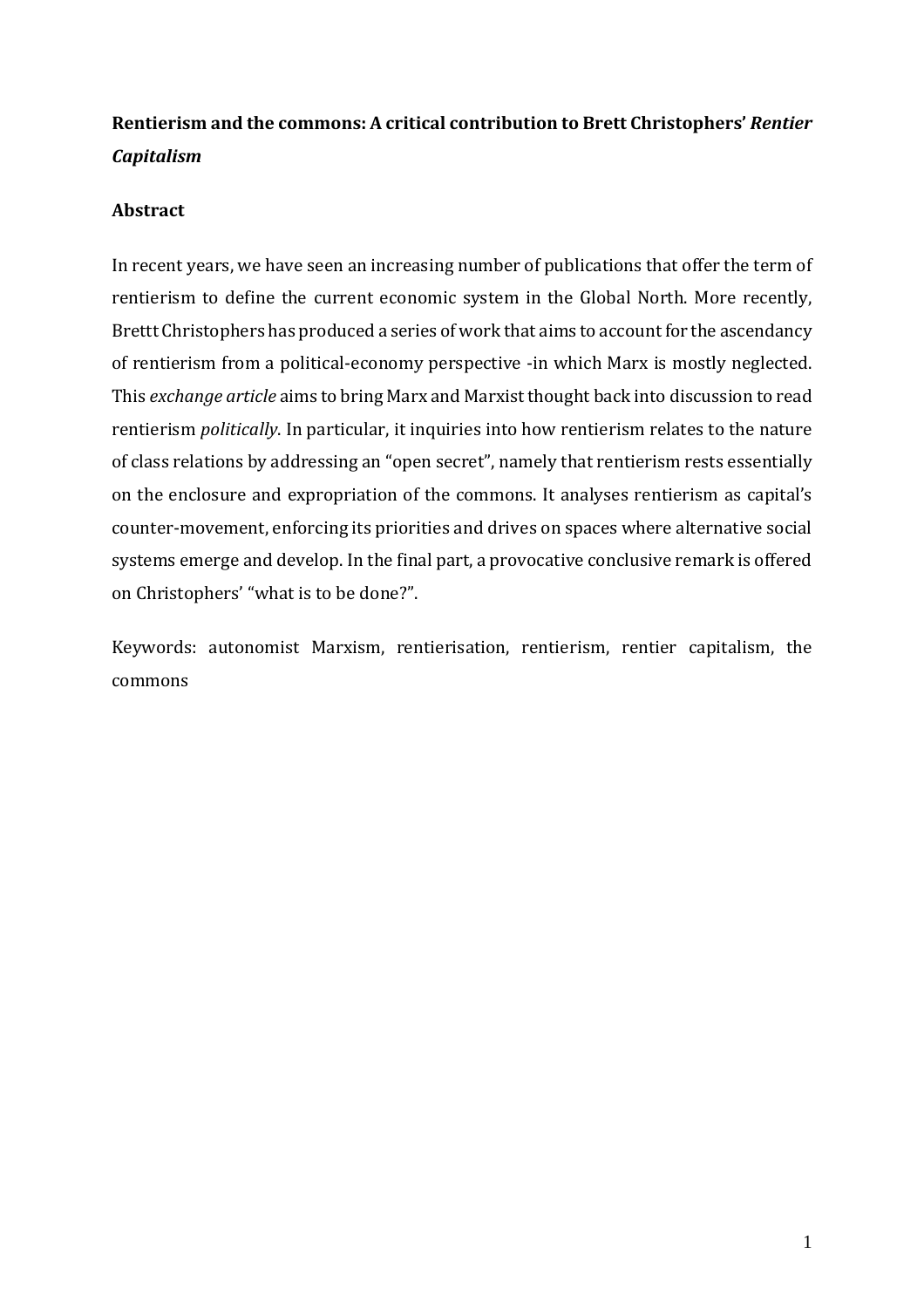**Rentierism and the commons: A critical contribution to Brett Christophers' *Rentier Capitalism***

**Abstract**

In recent years, we have seen an increasing number of publications that offer the term of rentierism to define the current economic system in the Global North. More recently, Brettt Christophers has produced a series of work that aims to account for the ascendancy of rentierism from a political-economy perspective -in which Marx is mostly neglected. This *exchange article* aims to bring Marx and Marxist thought back into discussion to read rentierism *politically*. In particular, it inquiries into how rentierism relates to the nature of class relations by addressing an "open secret", namely that rentierism rests essentially on the enclosure and expropriation of the commons. It analyses rentierism as capital's counter-movement, enforcing its priorities and drives on spaces where alternative social systems emerge and develop. In the final part, a provocative conclusive remark is offered on Christophers' "what is to be done?".

Keywords: autonomist Marxism, rentierisation, rentierism, rentier capitalism, the commons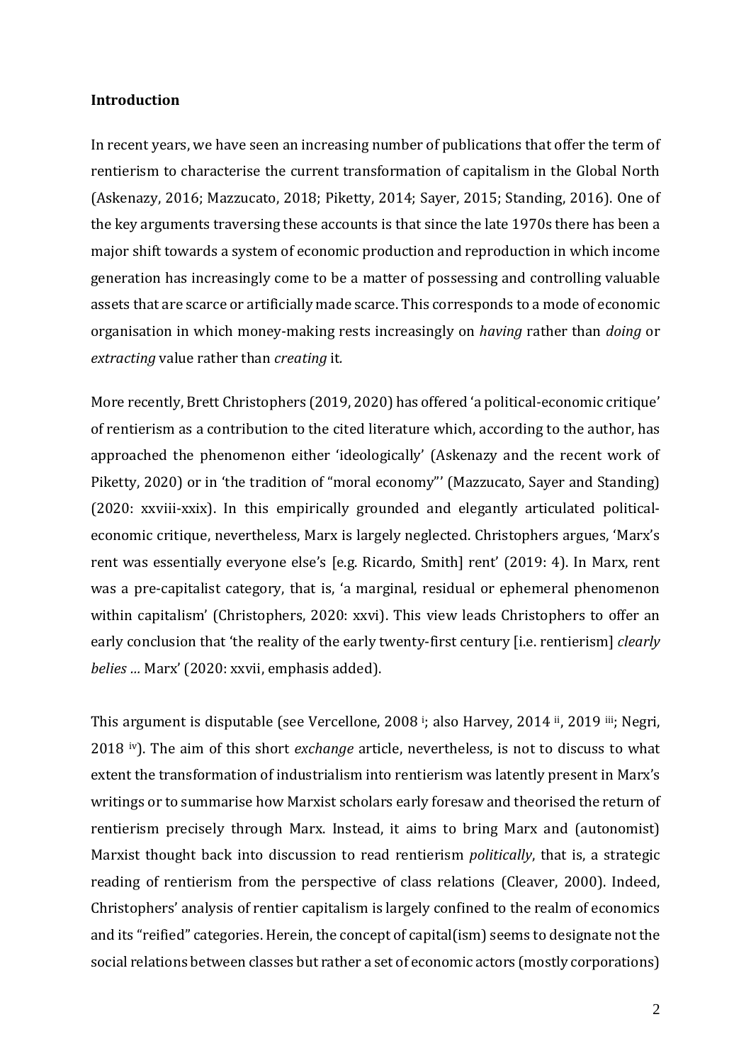## Introduction

In recent years, we have seen an increasing number of publications that offer the term of rentierism to characterise the current transformation of capitalism in the Global North (Askenazy, 2016; Mazzucato, 2018; Piketty, 2014; Sayer, 2015; Standing, 2016). One of the key arguments traversing these accounts is that since the late 1970s there has been a major shift towards a system of economic production and reproduction in which income generation has increasingly come to be a matter of possessing and controlling valuable assets that are scarce or artificially made scarce. This corresponds to a mode of economic organisation in which money-making rests increasingly on *having* rather than *doing* or *extracting* value rather than *creating* it.

More recently, Brett Christophers (2019, 2020) has offered 'a political-economic critique' of rentierism as a contribution to the cited literature which, according to the author, has approached the phenomenon either 'ideologically' (Askenazy and the recent work of Piketty, 2020) or in 'the tradition of "moral economy"' (Mazzucato, Sayer and Standing) (2020: xxviii-xxix). In this empirically grounded and elegantly articulated political-economic critique, nevertheless, Marx is largely neglected. Christophers argues, 'Marx's rent was essentially everyone else's [e.g. Ricardo, Smith] rent' (2019: 4). In Marx, rent was a pre-capitalist category, that is, 'a marginal, residual or ephemeral phenomenon within capitalism' (Christophers, 2020: xxvi). This view leads Christophers to offer an early conclusion that 'the reality of the early twenty-first century [i.e. rentierism] *clearly belies* ... Marx' (2020: xxvii, emphasis added).

This argument is disputable (see Vercellone, 2008 [i]; also Harvey, 2014 [ii], 2019 [iii]; Negri, 2018 [iv]). The aim of this short *exchange* article, nevertheless, is not to discuss to what extent the transformation of industrialism into rentierism was latently present in Marx's writings or to summarise how Marxist scholars early foresaw and theorised the return of rentierism precisely through Marx. Instead, it aims to bring Marx and (autonomist) Marxist thought back into discussion to read rentierism *politically*, that is, a strategic reading of rentierism from the perspective of class relations (Cleaver, 2000). Indeed, Christophers' analysis of rentier capitalism is largely confined to the realm of economics and its "reified" categories. Herein, the concept of capital(ism) seems to designate not the social relations between classes but rather a set of economic actors (mostly corporations)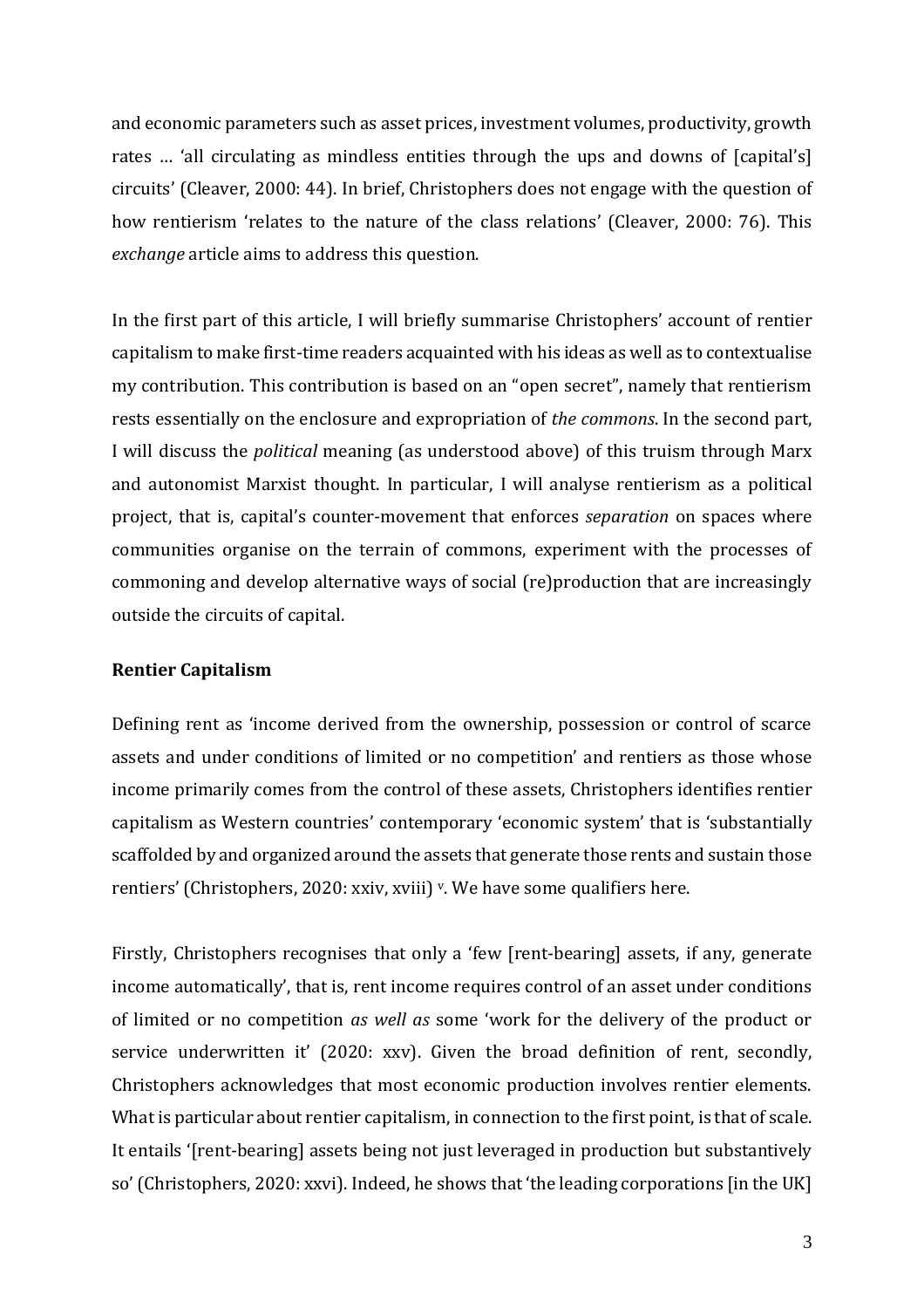and economic parameters such as asset prices, investment volumes, productivity, growth rates … 'all circulating as mindless entities through the ups and downs of [capital's] circuits' (Cleaver, 2000: 44). In brief, Christophers does not engage with the question of how rentierism 'relates to the nature of the class relations' (Cleaver, 2000: 76). This *exchange* article aims to address this question.

In the first part of this article, I will briefly summarise Christophers' account of rentier capitalism to make first-time readers acquainted with his ideas as well as to contextualise my contribution. This contribution is based on an "open secret", namely that rentierism rests essentially on the enclosure and expropriation of *the commons*. In the second part, I will discuss the *political* meaning (as understood above) of this truism through Marx and autonomist Marxist thought. In particular, I will analyse rentierism as a political project, that is, capital's counter-movement that enforces *separation* on spaces where communities organise on the terrain of commons, experiment with the processes of commoning and develop alternative ways of social (re)production that are increasingly outside the circuits of capital.

## Rentier Capitalism

Defining rent as 'income derived from the ownership, possession or control of scarce assets and under conditions of limited or no competition' and rentiers as those whose income primarily comes from the control of these assets, Christophers identifies rentier capitalism as Western countries' contemporary 'economic system' that is 'substantially scaffolded by and organized around the assets that generate those rents and sustain those rentiers' (Christophers, 2020: xxiv, xviii) [v]. We have some qualifiers here.

Firstly, Christophers recognises that only a 'few [rent-bearing] assets, if any, generate income automatically', that is, rent income requires control of an asset under conditions of limited or no competition *as well as* some 'work for the delivery of the product or service underwritten it' (2020: xxv). Given the broad definition of rent, secondly, Christophers acknowledges that most economic production involves rentier elements. What is particular about rentier capitalism, in connection to the first point, is that of scale. It entails '[rent-bearing] assets being not just leveraged in production but substantively so' (Christophers, 2020: xxvi). Indeed, he shows that 'the leading corporations [in the UK]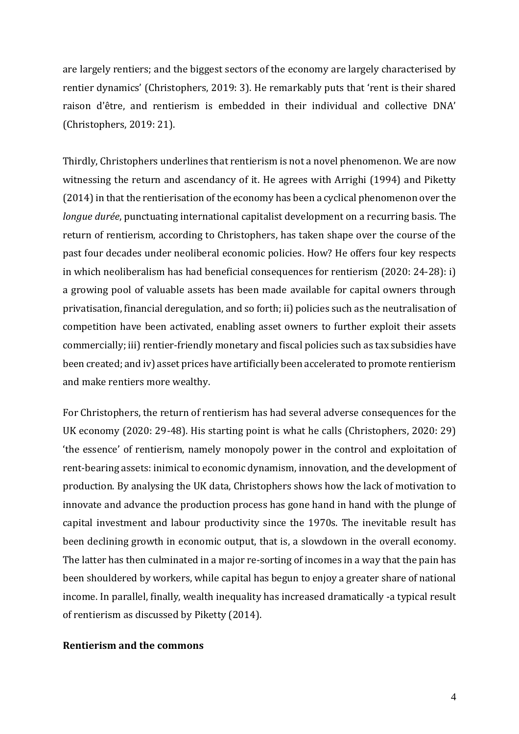are largely rentiers; and the biggest sectors of the economy are largely characterised by rentier dynamics' (Christophers, 2019: 3). He remarkably puts that 'rent is their shared raison d'être, and rentierism is embedded in their individual and collective DNA' (Christophers, 2019: 21).

Thirdly, Christophers underlines that rentierism is not a novel phenomenon. We are now witnessing the return and ascendancy of it. He agrees with Arrighi (1994) and Piketty (2014) in that the rentierisation of the economy has been a cyclical phenomenon over the *longue durée*, punctuating international capitalist development on a recurring basis. The return of rentierism, according to Christophers, has taken shape over the course of the past four decades under neoliberal economic policies. How? He offers four key respects in which neoliberalism has had beneficial consequences for rentierism (2020: 24-28): i) a growing pool of valuable assets has been made available for capital owners through privatisation, financial deregulation, and so forth; ii) policies such as the neutralisation of competition have been activated, enabling asset owners to further exploit their assets commercially; iii) rentier-friendly monetary and fiscal policies such as tax subsidies have been created; and iv) asset prices have artificially been accelerated to promote rentierism and make rentiers more wealthy.

For Christophers, the return of rentierism has had several adverse consequences for the UK economy (2020: 29-48). His starting point is what he calls (Christophers, 2020: 29) 'the essence' of rentierism, namely monopoly power in the control and exploitation of rent-bearing assets: inimical to economic dynamism, innovation, and the development of production. By analysing the UK data, Christophers shows how the lack of motivation to innovate and advance the production process has gone hand in hand with the plunge of capital investment and labour productivity since the 1970s. The inevitable result has been declining growth in economic output, that is, a slowdown in the overall economy. The latter has then culminated in a major re-sorting of incomes in a way that the pain has been shouldered by workers, while capital has begun to enjoy a greater share of national income. In parallel, finally, wealth inequality has increased dramatically -a typical result of rentierism as discussed by Piketty (2014).

**Rentierism and the commons**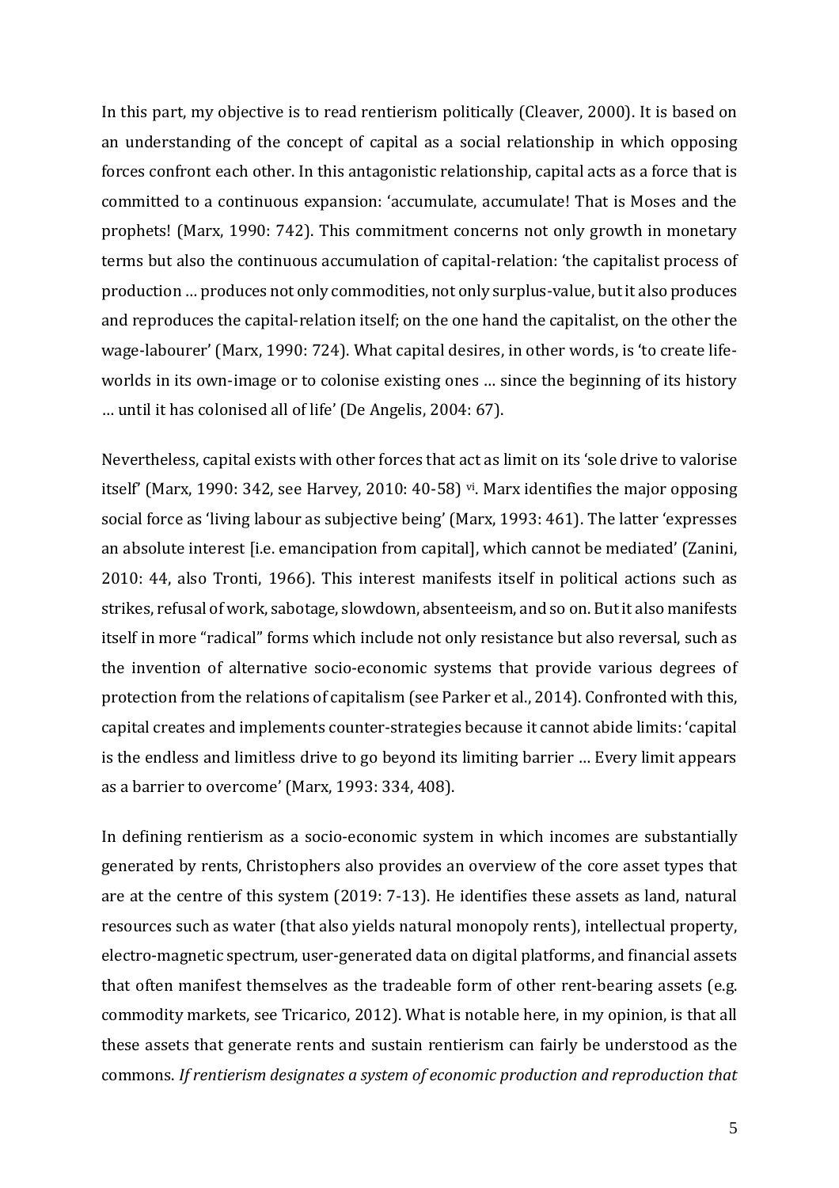In this part, my objective is to read rentierism politically (Cleaver, 2000). It is based on an understanding of the concept of capital as a social relationship in which opposing forces confront each other. In this antagonistic relationship, capital acts as a force that is committed to a continuous expansion: 'accumulate, accumulate! That is Moses and the prophets! (Marx, 1990: 742). This commitment concerns not only growth in monetary terms but also the continuous accumulation of capital-relation: 'the capitalist process of production … produces not only commodities, not only surplus-value, but it also produces and reproduces the capital-relation itself; on the one hand the capitalist, on the other the wage-labourer' (Marx, 1990: 724). What capital desires, in other words, is 'to create life-worlds in its own-image or to colonise existing ones … since the beginning of its history … until it has colonised all of life' (De Angelis, 2004: 67).

Nevertheless, capital exists with other forces that act as limit on its 'sole drive to valorise itself' (Marx, 1990: 342, see Harvey, 2010: 40-58) [vi]. Marx identifies the major opposing social force as 'living labour as subjective being' (Marx, 1993: 461). The latter 'expresses an absolute interest [i.e. emancipation from capital], which cannot be mediated' (Zanini, 2010: 44, also Tronti, 1966). This interest manifests itself in political actions such as strikes, refusal of work, sabotage, slowdown, absenteeism, and so on. But it also manifests itself in more "radical" forms which include not only resistance but also reversal, such as the invention of alternative socio-economic systems that provide various degrees of protection from the relations of capitalism (see Parker et al., 2014). Confronted with this, capital creates and implements counter-strategies because it cannot abide limits: 'capital is the endless and limitless drive to go beyond its limiting barrier … Every limit appears as a barrier to overcome' (Marx, 1993: 334, 408).

In defining rentierism as a socio-economic system in which incomes are substantially generated by rents, Christophers also provides an overview of the core asset types that are at the centre of this system (2019: 7-13). He identifies these assets as land, natural resources such as water (that also yields natural monopoly rents), intellectual property, electro-magnetic spectrum, user-generated data on digital platforms, and financial assets that often manifest themselves as the tradeable form of other rent-bearing assets (e.g. commodity markets, see Tricarico, 2012). What is notable here, in my opinion, is that all these assets that generate rents and sustain rentierism can fairly be understood as the commons. *If rentierism designates a system of economic production and reproduction that*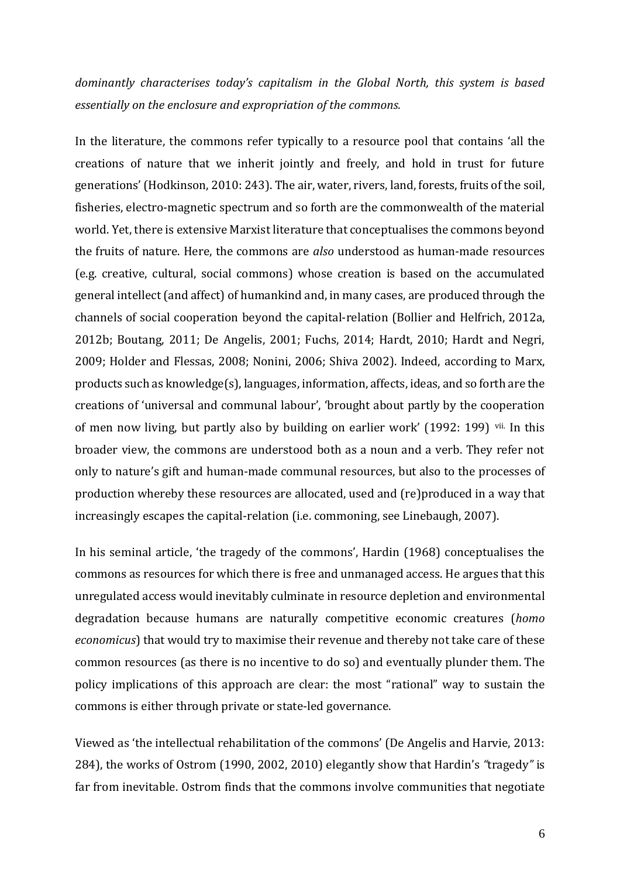*dominantly characterises today's capitalism in the Global North, this system is based essentially on the enclosure and expropriation of the commons.*

In the literature, the commons refer typically to a resource pool that contains 'all the creations of nature that we inherit jointly and freely, and hold in trust for future generations' (Hodkinson, 2010: 243). The air, water, rivers, land, forests, fruits of the soil, fisheries, electro-magnetic spectrum and so forth are the commonwealth of the material world. Yet, there is extensive Marxist literature that conceptualises the commons beyond the fruits of nature. Here, the commons are *also* understood as human-made resources (e.g. creative, cultural, social commons) whose creation is based on the accumulated general intellect (and affect) of humankind and, in many cases, are produced through the channels of social cooperation beyond the capital-relation (Bollier and Helfrich, 2012a, 2012b; Boutang, 2011; De Angelis, 2001; Fuchs, 2014; Hardt, 2010; Hardt and Negri, 2009; Holder and Flessas, 2008; Nonini, 2006; Shiva 2002). Indeed, according to Marx, products such as knowledge(s), languages, information, affects, ideas, and so forth are the creations of 'universal and communal labour', 'brought about partly by the cooperation of men now living, but partly also by building on earlier work' (1992: 199) [vii]. In this broader view, the commons are understood both as a noun and a verb. They refer not only to nature's gift and human-made communal resources, but also to the processes of production whereby these resources are allocated, used and (re)produced in a way that increasingly escapes the capital-relation (i.e. commoning, see Linebaugh, 2007).

In his seminal article, 'the tragedy of the commons', Hardin (1968) conceptualises the commons as resources for which there is free and unmanaged access. He argues that this unregulated access would inevitably culminate in resource depletion and environmental degradation because humans are naturally competitive economic creatures (*homo economicus*) that would try to maximise their revenue and thereby not take care of these common resources (as there is no incentive to do so) and eventually plunder them. The policy implications of this approach are clear: the most "rational" way to sustain the commons is either through private or state-led governance.

Viewed as 'the intellectual rehabilitation of the commons' (De Angelis and Harvie, 2013: 284), the works of Ostrom (1990, 2002, 2010) elegantly show that Hardin's *"*tragedy*"* is far from inevitable. Ostrom finds that the commons involve communities that negotiate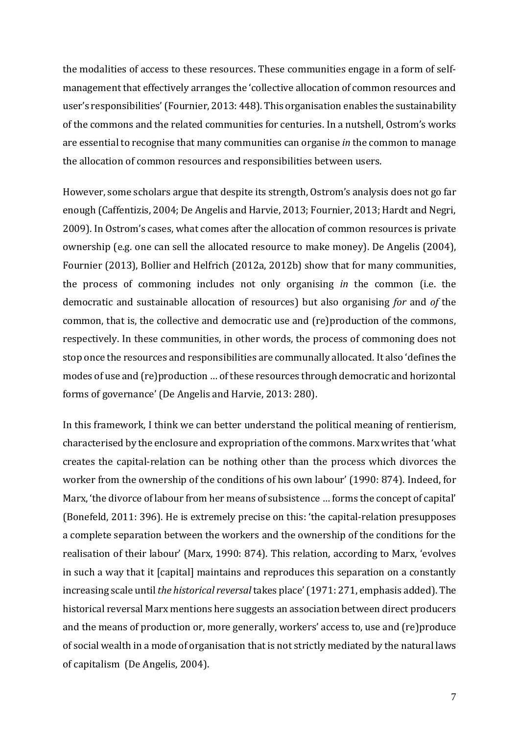the modalities of access to these resources. These communities engage in a form of self-management that effectively arranges the 'collective allocation of common resources and user's responsibilities' (Fournier, 2013: 448). This organisation enables the sustainability of the commons and the related communities for centuries. In a nutshell, Ostrom's works are essential to recognise that many communities can organise *in* the common to manage the allocation of common resources and responsibilities between users.

However, some scholars argue that despite its strength, Ostrom's analysis does not go far enough (Caffentzis, 2004; De Angelis and Harvie, 2013; Fournier, 2013; Hardt and Negri, 2009). In Ostrom's cases, what comes after the allocation of common resources is private ownership (e.g. one can sell the allocated resource to make money). De Angelis (2004), Fournier (2013), Bollier and Helfrich (2012a, 2012b) show that for many communities, the process of commoning includes not only organising *in* the common (i.e. the democratic and sustainable allocation of resources) but also organising *for* and *of* the common, that is, the collective and democratic use and (re)production of the commons, respectively. In these communities, in other words, the process of commoning does not stop once the resources and responsibilities are communally allocated. It also 'defines the modes of use and (re)production … of these resources through democratic and horizontal forms of governance' (De Angelis and Harvie, 2013: 280).

In this framework, I think we can better understand the political meaning of rentierism, characterised by the enclosure and expropriation of the commons. Marx writes that 'what creates the capital-relation can be nothing other than the process which divorces the worker from the ownership of the conditions of his own labour' (1990: 874). Indeed, for Marx, 'the divorce of labour from her means of subsistence … forms the concept of capital' (Bonefeld, 2011: 396). He is extremely precise on this: 'the capital-relation presupposes a complete separation between the workers and the ownership of the conditions for the realisation of their labour' (Marx, 1990: 874). This relation, according to Marx, 'evolves in such a way that it [capital] maintains and reproduces this separation on a constantly increasing scale until *the historical reversal* takes place' (1971: 271, emphasis added). The historical reversal Marx mentions here suggests an association between direct producers and the means of production or, more generally, workers' access to, use and (re)produce of social wealth in a mode of organisation that is not strictly mediated by the natural laws of capitalism (De Angelis, 2004).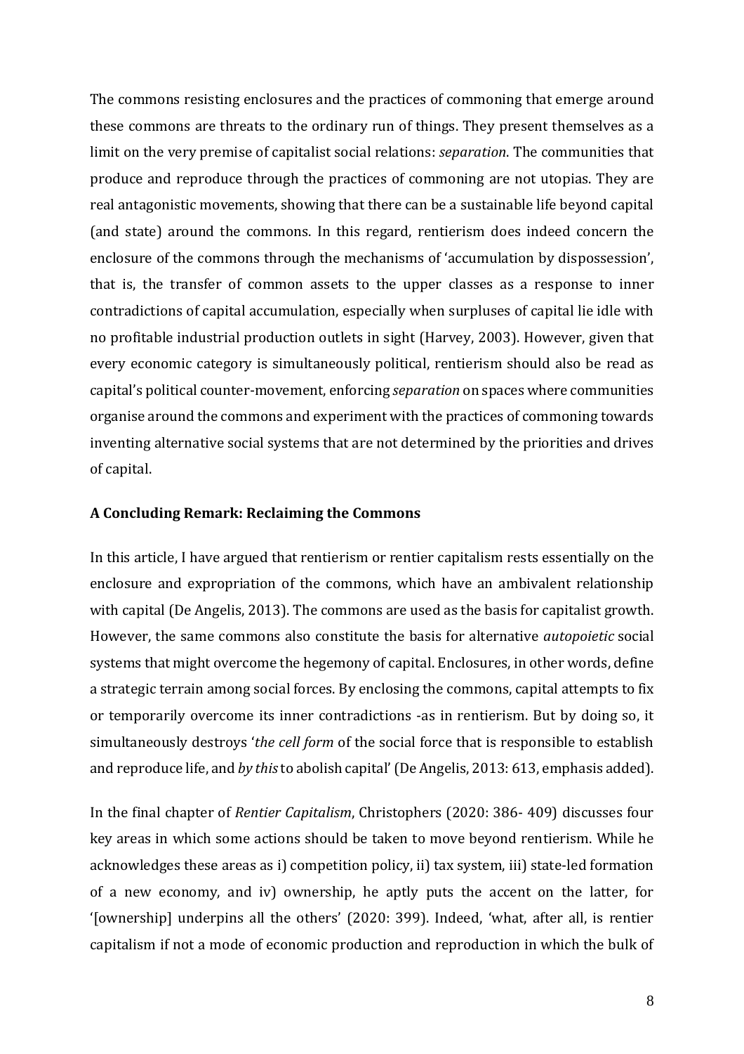The commons resisting enclosures and the practices of commoning that emerge around these commons are threats to the ordinary run of things. They present themselves as a limit on the very premise of capitalist social relations: *separation*. The communities that produce and reproduce through the practices of commoning are not utopias. They are real antagonistic movements, showing that there can be a sustainable life beyond capital (and state) around the commons. In this regard, rentierism does indeed concern the enclosure of the commons through the mechanisms of 'accumulation by dispossession', that is, the transfer of common assets to the upper classes as a response to inner contradictions of capital accumulation, especially when surpluses of capital lie idle with no profitable industrial production outlets in sight (Harvey, 2003). However, given that every economic category is simultaneously political, rentierism should also be read as capital's political counter-movement, enforcing *separation* on spaces where communities organise around the commons and experiment with the practices of commoning towards inventing alternative social systems that are not determined by the priorities and drives of capital.

**A Concluding Remark: Reclaiming the Commons**

In this article, I have argued that rentierism or rentier capitalism rests essentially on the enclosure and expropriation of the commons, which have an ambivalent relationship with capital (De Angelis, 2013). The commons are used as the basis for capitalist growth. However, the same commons also constitute the basis for alternative *autopoietic* social systems that might overcome the hegemony of capital. Enclosures, in other words, define a strategic terrain among social forces. By enclosing the commons, capital attempts to fix or temporarily overcome its inner contradictions -as in rentierism. But by doing so, it simultaneously destroys '*the cell form* of the social force that is responsible to establish and reproduce life, and *by this* to abolish capital' (De Angelis, 2013: 613, emphasis added).

In the final chapter of *Rentier Capitalism*, Christophers (2020: 386- 409) discusses four key areas in which some actions should be taken to move beyond rentierism. While he acknowledges these areas as i) competition policy, ii) tax system, iii) state-led formation of a new economy, and iv) ownership, he aptly puts the accent on the latter, for '[ownership] underpins all the others' (2020: 399). Indeed, 'what, after all, is rentier capitalism if not a mode of economic production and reproduction in which the bulk of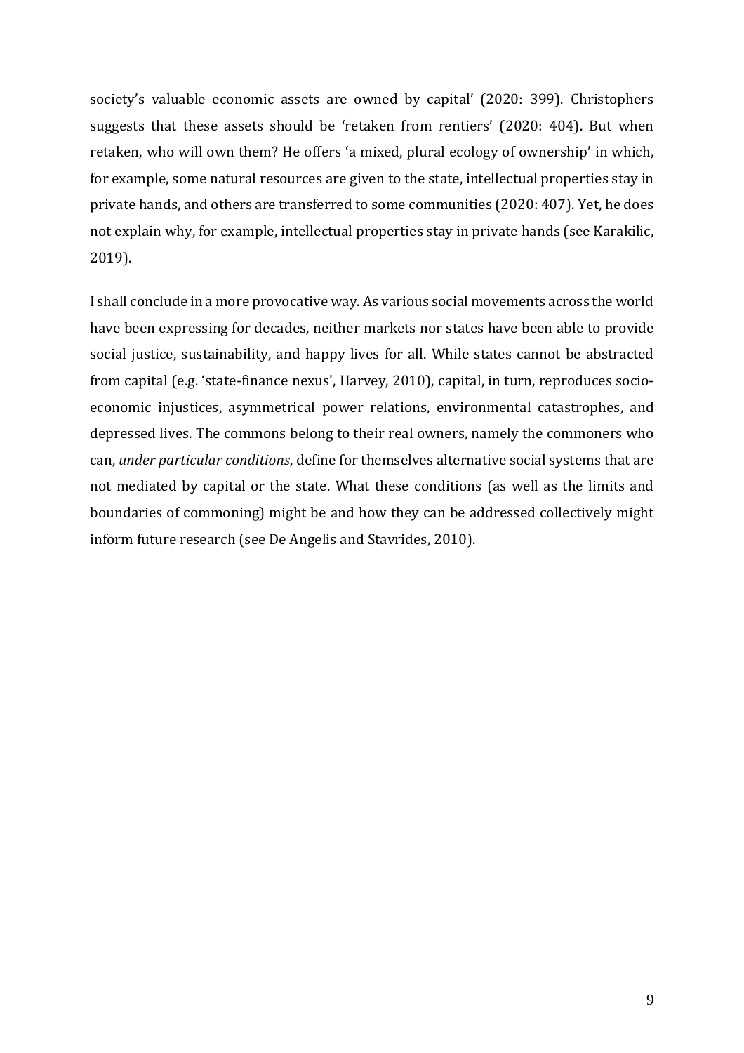society's valuable economic assets are owned by capital' (2020: 399). Christophers suggests that these assets should be 'retaken from rentiers' (2020: 404). But when retaken, who will own them? He offers 'a mixed, plural ecology of ownership' in which, for example, some natural resources are given to the state, intellectual properties stay in private hands, and others are transferred to some communities (2020: 407). Yet, he does not explain why, for example, intellectual properties stay in private hands (see Karakilic, 2019).

I shall conclude in a more provocative way. As various social movements across the world have been expressing for decades, neither markets nor states have been able to provide social justice, sustainability, and happy lives for all. While states cannot be abstracted from capital (e.g. 'state-finance nexus', Harvey, 2010), capital, in turn, reproduces socio-economic injustices, asymmetrical power relations, environmental catastrophes, and depressed lives. The commons belong to their real owners, namely the commoners who can, *under particular conditions*, define for themselves alternative social systems that are not mediated by capital or the state. What these conditions (as well as the limits and boundaries of commoning) might be and how they can be addressed collectively might inform future research (see De Angelis and Stavrides, 2010).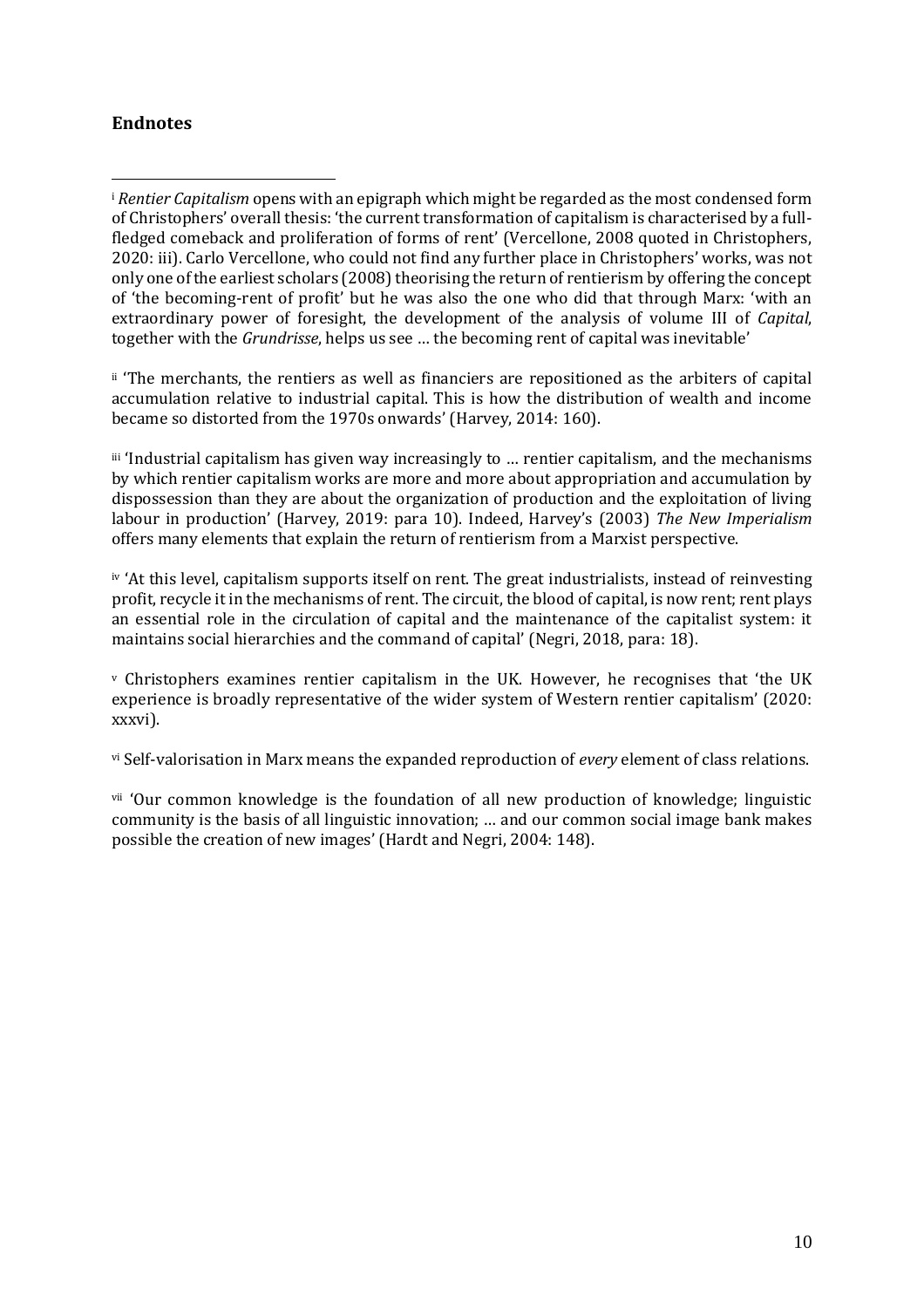## Endnotes

[i] *Rentier Capitalism* opens with an epigraph which might be regarded as the most condensed form of Christophers' overall thesis: 'the current transformation of capitalism is characterised by a full-fledged comeback and proliferation of forms of rent' (Vercellone, 2008 quoted in Christophers, 2020: iii). Carlo Vercellone, who could not find any further place in Christophers' works, was not only one of the earliest scholars (2008) theorising the return of rentierism by offering the concept of 'the becoming-rent of profit' but he was also the one who did that through Marx: 'with an extraordinary power of foresight, the development of the analysis of volume III of *Capital*, together with the *Grundrisse*, helps us see … the becoming rent of capital was inevitable'

[ii] 'The merchants, the rentiers as well as financiers are repositioned as the arbiters of capital accumulation relative to industrial capital. This is how the distribution of wealth and income became so distorted from the 1970s onwards' (Harvey, 2014: 160).

[iii] 'Industrial capitalism has given way increasingly to … rentier capitalism, and the mechanisms by which rentier capitalism works are more and more about appropriation and accumulation by dispossession than they are about the organization of production and the exploitation of living labour in production' (Harvey, 2019: para 10). Indeed, Harvey's (2003) *The New Imperialism* offers many elements that explain the return of rentierism from a Marxist perspective.

[iv] 'At this level, capitalism supports itself on rent. The great industrialists, instead of reinvesting profit, recycle it in the mechanisms of rent. The circuit, the blood of capital, is now rent; rent plays an essential role in the circulation of capital and the maintenance of the capitalist system: it maintains social hierarchies and the command of capital' (Negri, 2018, para: 18).

[v] Christophers examines rentier capitalism in the UK. However, he recognises that 'the UK experience is broadly representative of the wider system of Western rentier capitalism' (2020: xxxvi).

[vi] Self-valorisation in Marx means the expanded reproduction of *every* element of class relations.

[vii] 'Our common knowledge is the foundation of all new production of knowledge; linguistic community is the basis of all linguistic innovation; … and our common social image bank makes possible the creation of new images' (Hardt and Negri, 2004: 148).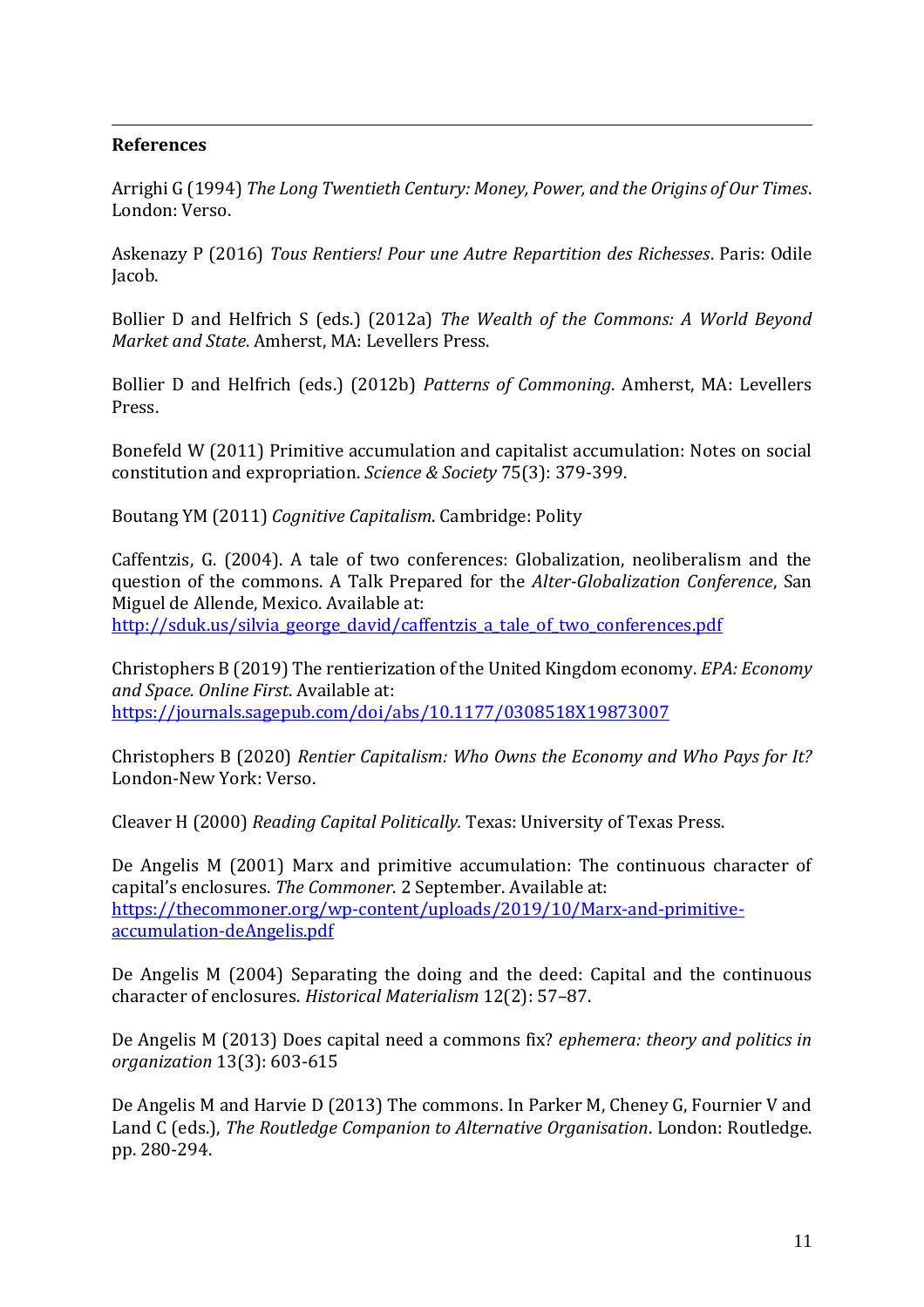## References

Arrighi G (1994) *The Long Twentieth Century: Money, Power, and the Origins of Our Times*. London: Verso.

Askenazy P (2016) *Tous Rentiers! Pour une Autre Repartition des Richesses*. Paris: Odile Jacob.

Bollier D and Helfrich S (eds.) (2012a) *The Wealth of the Commons: A World Beyond Market and State*. Amherst, MA: Levellers Press.

Bollier D and Helfrich (eds.) (2012b) *Patterns of Commoning*. Amherst, MA: Levellers Press.

Bonefeld W (2011) Primitive accumulation and capitalist accumulation: Notes on social constitution and expropriation. *Science & Society* 75(3): 379-399.

Boutang YM (2011) *Cognitive Capitalism*. Cambridge: Polity

Caffentzis, G. (2004). A tale of two conferences: Globalization, neoliberalism and the question of the commons. A Talk Prepared for the *Alter-Globalization Conference*, San Miguel de Allende, Mexico. Available at: [http://sduk.us/silvia_george_david/caffentzis_a_tale_of_two_conferences.pdf](http://sduk.us/silvia_george_david/caffentzis_a_tale_of_two_conferences.pdf)

Christophers B (2019) The rentierization of the United Kingdom economy. *EPA: Economy and Space. Online First*. Available at: [https://journals.sagepub.com/doi/abs/10.1177/0308518X19873007](https://journals.sagepub.com/doi/abs/10.1177/0308518X19873007)

Christophers B (2020) *Rentier Capitalism: Who Owns the Economy and Who Pays for It?* London-New York: Verso.

Cleaver H (2000) *Reading Capital Politically.* Texas: University of Texas Press.

De Angelis M (2001) Marx and primitive accumulation: The continuous character of capital's enclosures. *The Commoner*. 2 September. Available at: [https://thecommoner.org/wp-content/uploads/2019/10/Marx-and-primitive-accumulation-deAngelis.pdf](https://thecommoner.org/wp-content/uploads/2019/10/Marx-and-primitive-accumulation-deAngelis.pdf)

De Angelis M (2004) Separating the doing and the deed: Capital and the continuous character of enclosures. *Historical Materialism* 12(2): 57–87.

De Angelis M (2013) Does capital need a commons fix? *ephemera: theory and politics in organization* 13(3): 603-615

De Angelis M and Harvie D (2013) The commons. In Parker M, Cheney G, Fournier V and Land C (eds.), *The Routledge Companion to Alternative Organisation*. London: Routledge. pp. 280-294.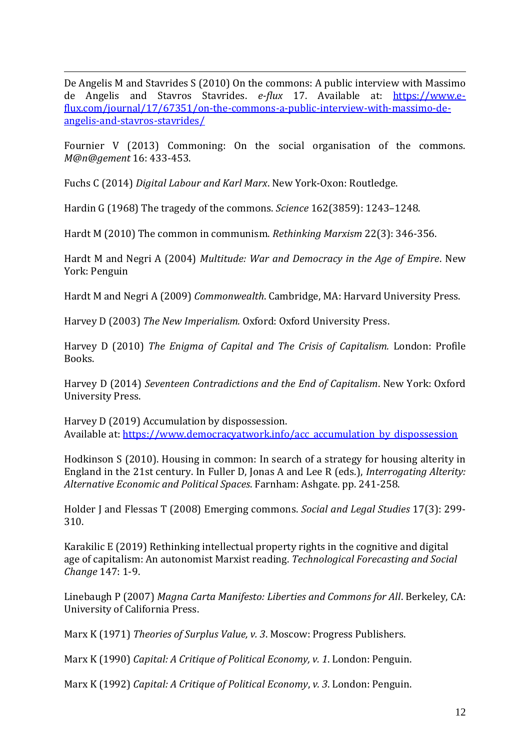De Angelis M and Stavrides S (2010) On the commons: A public interview with Massimo de Angelis and Stavros Stavrides. *e-flux* 17. Available at: https://www.e-flux.com/journal/17/67351/on-the-commons-a-public-interview-with-massimo-de-angelis-and-stavros-stavrides/

Fournier V (2013) Commoning: On the social organisation of the commons. *M@n@gement* 16: 433-453.

Fuchs C (2014) *Digital Labour and Karl Marx*. New York-Oxon: Routledge.

Hardin G (1968) The tragedy of the commons. *Science* 162(3859): 1243–1248.

Hardt M (2010) The common in communism. *Rethinking Marxism* 22(3): 346-356.

Hardt M and Negri A (2004) *Multitude: War and Democracy in the Age of Empire*. New York: Penguin

Hardt M and Negri A (2009) *Commonwealth*. Cambridge, MA: Harvard University Press.

Harvey D (2003) *The New Imperialism.* Oxford: Oxford University Press.

Harvey D (2010) *The Enigma of Capital and The Crisis of Capitalism.* London: Profile Books.

Harvey D (2014) *Seventeen Contradictions and the End of Capitalism*. New York: Oxford University Press.

Harvey D (2019) Accumulation by dispossession.
Available at: https://www.democracyatwork.info/acc_accumulation_by_dispossession

Hodkinson S (2010). Housing in common: In search of a strategy for housing alterity in England in the 21st century. In Fuller D, Jonas A and Lee R (eds.), *Interrogating Alterity: Alternative Economic and Political Spaces*. Farnham: Ashgate. pp. 241-258.

Holder J and Flessas T (2008) Emerging commons. *Social and Legal Studies* 17(3): 299-310.

Karakilic E (2019) Rethinking intellectual property rights in the cognitive and digital age of capitalism: An autonomist Marxist reading. *Technological Forecasting and Social Change* 147: 1-9.

Linebaugh P (2007) *Magna Carta Manifesto: Liberties and Commons for All*. Berkeley, CA: University of California Press.

Marx K (1971) *Theories of Surplus Value, v. 3*. Moscow: Progress Publishers.

Marx K (1990) *Capital: A Critique of Political Economy, v. 1*. London: Penguin.

Marx K (1992) *Capital: A Critique of Political Economy*, *v. 3*. London: Penguin.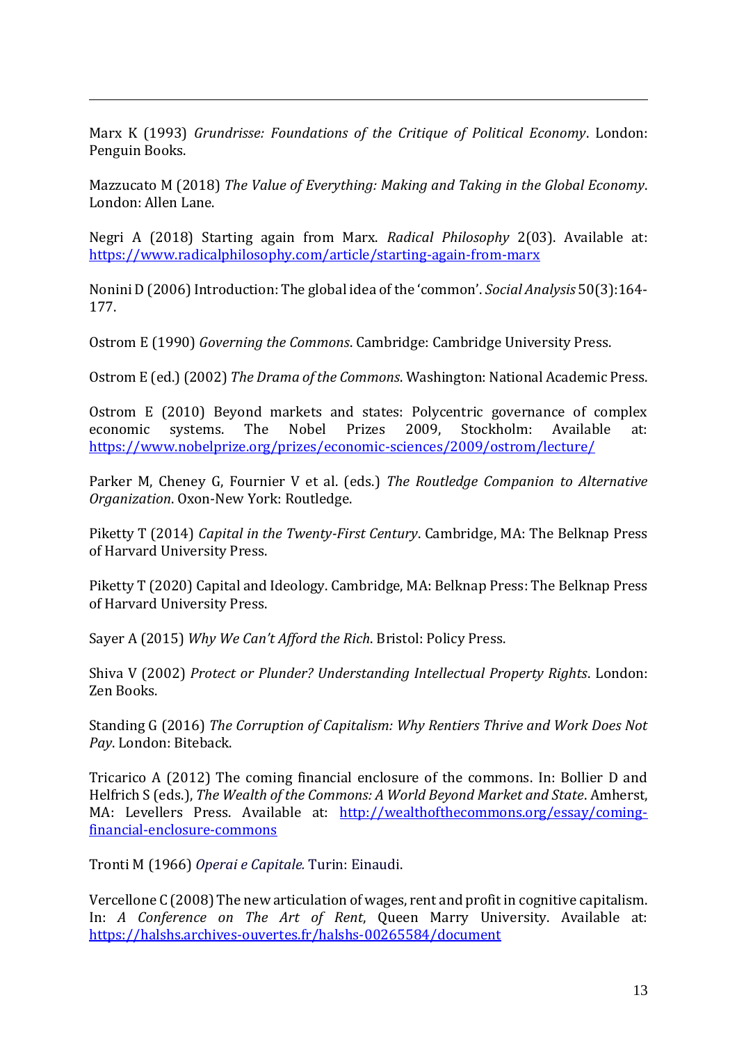Marx K (1993) *Grundrisse: Foundations of the Critique of Political Economy*. London: Penguin Books.

Mazzucato M (2018) *The Value of Everything: Making and Taking in the Global Economy*. London: Allen Lane.

Negri A (2018) Starting again from Marx. *Radical Philosophy* 2(03). Available at: https://www.radicalphilosophy.com/article/starting-again-from-marx

Nonini D (2006) Introduction: The global idea of the 'common'. *Social Analysis* 50(3):164-177.

Ostrom E (1990) *Governing the Commons*. Cambridge: Cambridge University Press.

Ostrom E (ed.) (2002) *The Drama of the Commons*. Washington: National Academic Press.

Ostrom E (2010) Beyond markets and states: Polycentric governance of complex economic systems. The Nobel Prizes 2009, Stockholm: Available at: https://www.nobelprize.org/prizes/economic-sciences/2009/ostrom/lecture/

Parker M, Cheney G, Fournier V et al. (eds.) *The Routledge Companion to Alternative Organization*. Oxon-New York: Routledge.

Piketty T (2014) *Capital in the Twenty-First Century*. Cambridge, MA: The Belknap Press of Harvard University Press.

Piketty T (2020) Capital and Ideology. Cambridge, MA: Belknap Press: The Belknap Press of Harvard University Press.

Sayer A (2015) *Why We Can't Afford the Rich*. Bristol: Policy Press.

Shiva V (2002) *Protect or Plunder? Understanding Intellectual Property Rights*. London: Zen Books.

Standing G (2016) *The Corruption of Capitalism: Why Rentiers Thrive and Work Does Not Pay*. London: Biteback.

Tricarico A (2012) The coming financial enclosure of the commons. In: Bollier D and Helfrich S (eds.), *The Wealth of the Commons: A World Beyond Market and State*. Amherst, MA: Levellers Press. Available at: http://wealthofthecommons.org/essay/coming-financial-enclosure-commons

Tronti M (1966) *Operai e Capitale.* Turin: Einaudi.

Vercellone C (2008) The new articulation of wages, rent and profit in cognitive capitalism. In: *A Conference on The Art of Rent*, Queen Marry University. Available at: https://halshs.archives-ouvertes.fr/halshs-00265584/document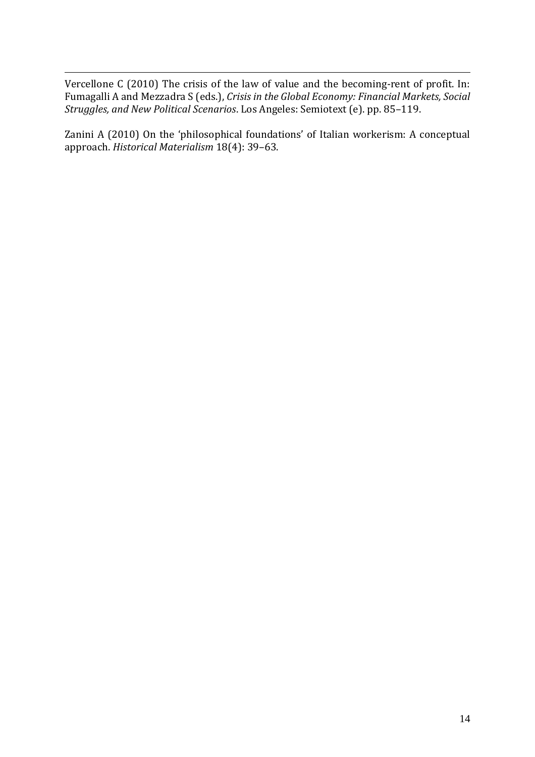Vercellone C (2010) The crisis of the law of value and the becoming-rent of profit. In: Fumagalli A and Mezzadra S (eds.), *Crisis in the Global Economy: Financial Markets, Social Struggles, and New Political Scenarios*. Los Angeles: Semiotext (e). pp. 85–119.

Zanini A (2010) On the 'philosophical foundations' of Italian workerism: A conceptual approach. *Historical Materialism* 18(4): 39–63.